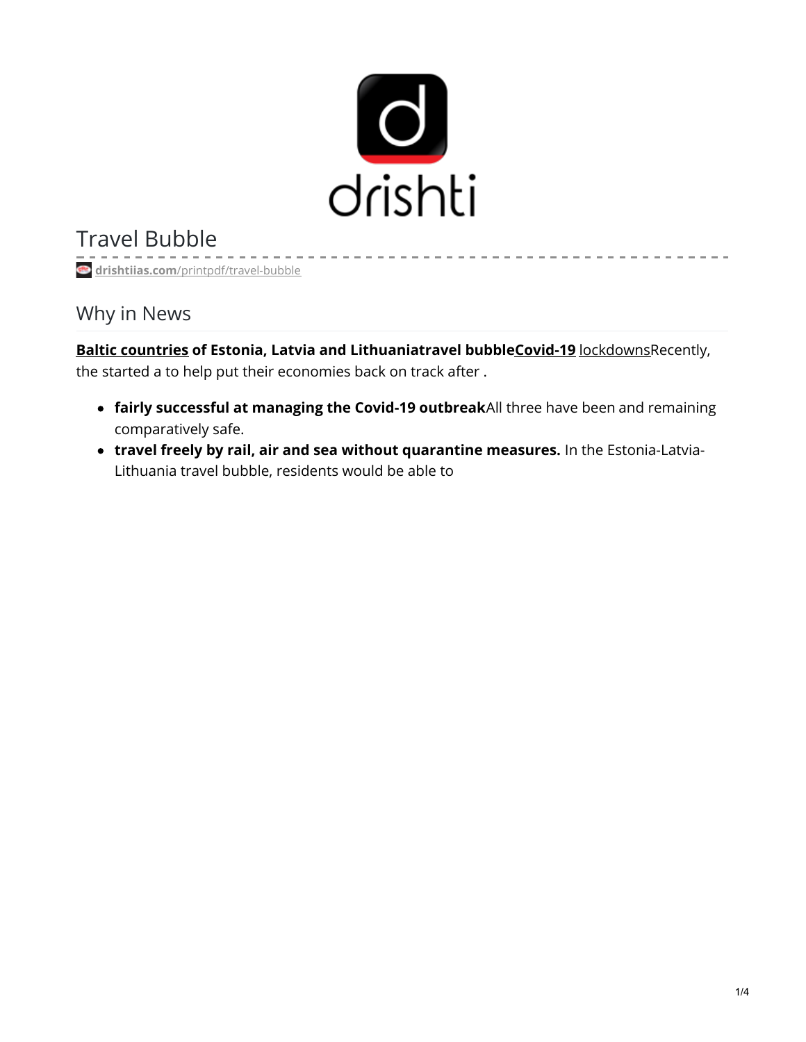# Travel Bubble

**drishtiias.com**/printpdf/travel-bubble

## Why in News

**Baltic countries of Estonia, Latvia and Lithuaniatravel bubbleCovid-19** lockdownsRecently, the started a to help put their economies back on track after .

- **fairly successful at managing the Covid-19 outbreak**All three have been and remaining comparatively safe.
- **travel freely by rail, air and sea without quarantine measures.** In the Estonia-Latvia-Lithuania travel bubble, residents would be able to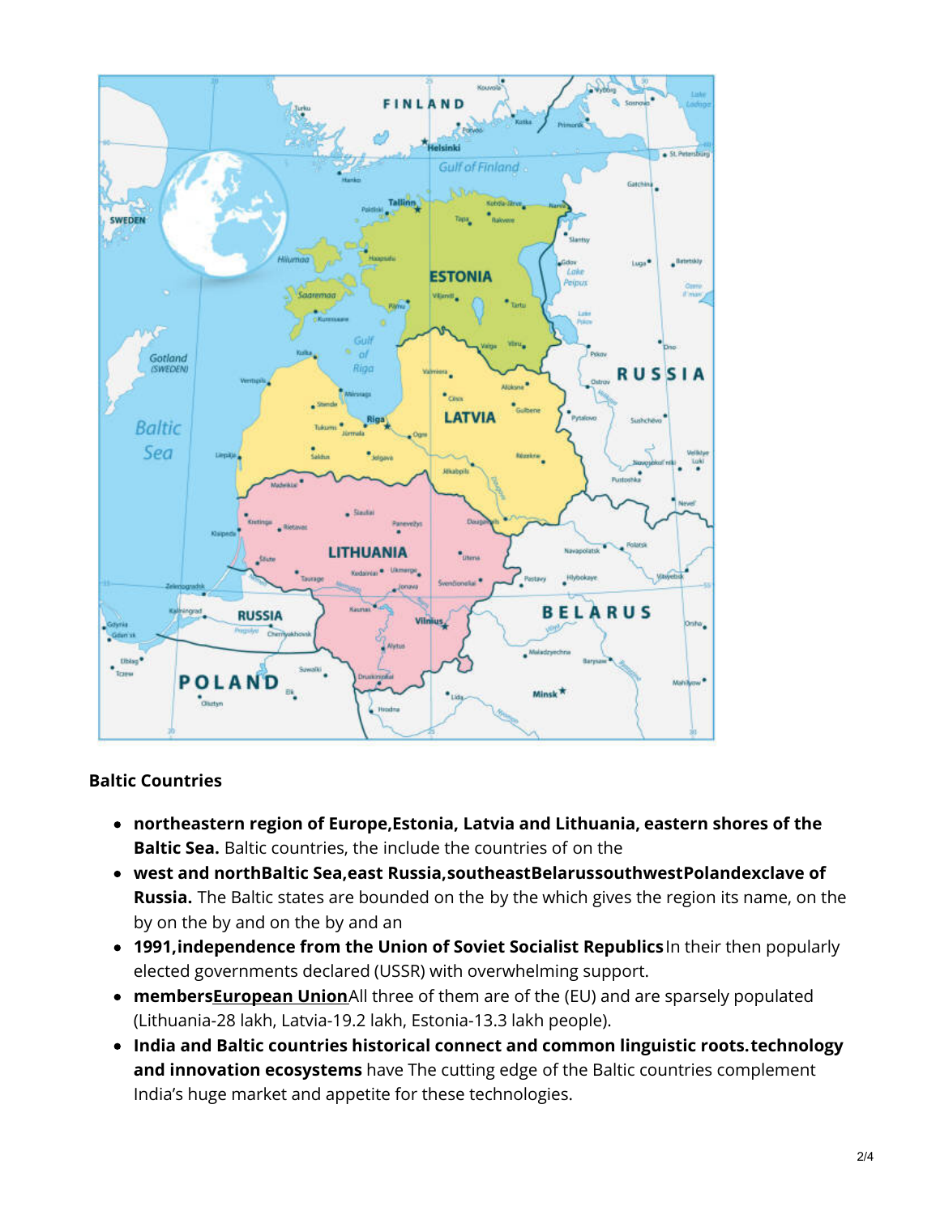**Baltic Countries**

- **northeastern region of Europe,Estonia, Latvia and Lithuania, eastern shores of the Baltic Sea.** Baltic countries, the include the countries of on the
- **west and northBaltic Sea,east Russia,southeastBelarussouthwestPolandexclave of Russia.** The Baltic states are bounded on the by the which gives the region its name, on the by on the by and on the by and an
- **1991,independence from the Union of Soviet Socialist Republics** In their then popularly elected governments declared (USSR) with overwhelming support.
- **membersEuropean Union** All three of them are of the (EU) and are sparsely populated (Lithuania-28 lakh, Latvia-19.2 lakh, Estonia-13.3 lakh people).
- **India and Baltic countries historical connect and common linguistic roots.technology and innovation ecosystems** have The cutting edge of the Baltic countries complement India's huge market and appetite for these technologies.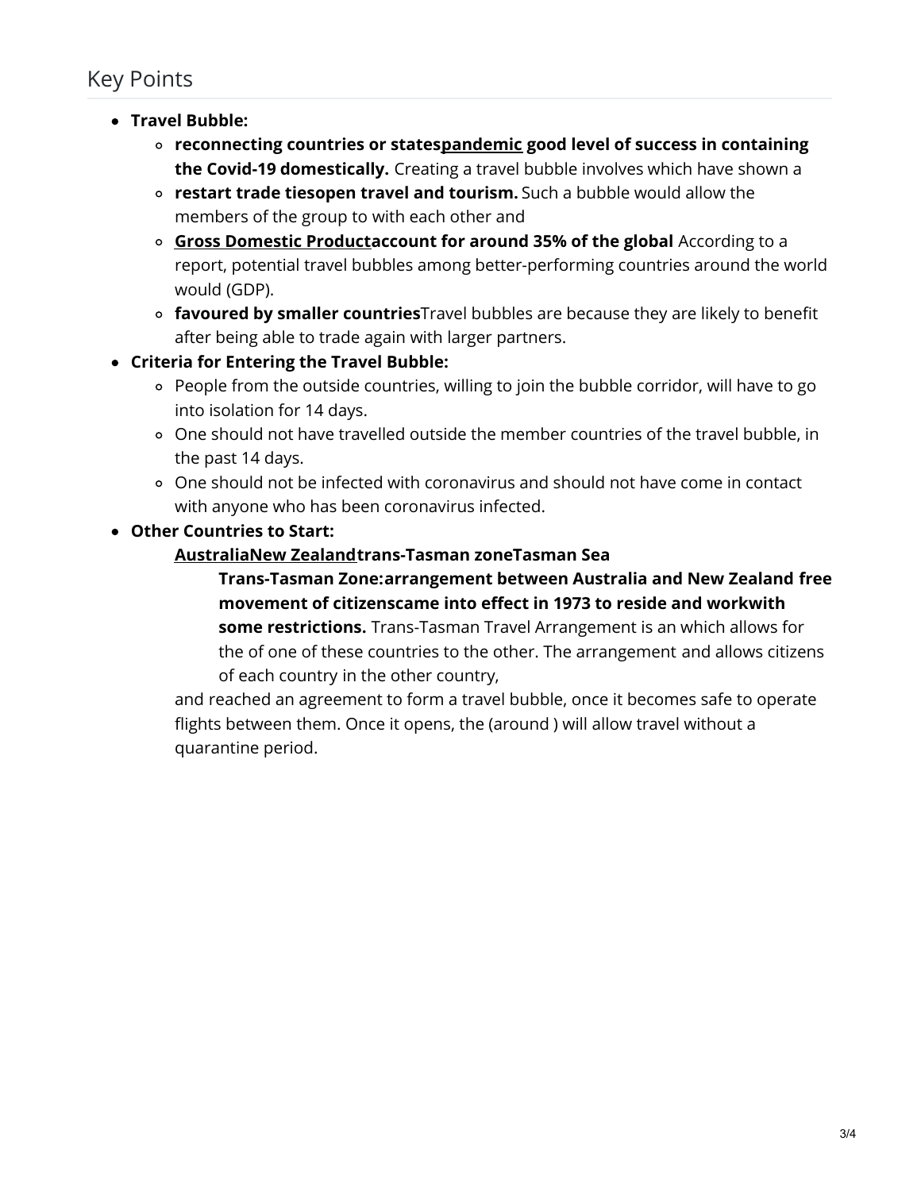## Key Points

- **Travel Bubble:**
  - **reconnecting countries or states pandemic good level of success in containing the Covid-19 domestically.** Creating a travel bubble involves which have shown a
  - **restart trade ties open travel and tourism.** Such a bubble would allow the members of the group to with each other and
  - **Gross Domestic Product account for around 35% of the global** According to a report, potential travel bubbles among better-performing countries around the world would (GDP).
  - **favoured by smaller countries** Travel bubbles are because they are likely to benefit after being able to trade again with larger partners.
- **Criteria for Entering the Travel Bubble:**
  - People from the outside countries, willing to join the bubble corridor, will have to go into isolation for 14 days.
  - One should not have travelled outside the member countries of the travel bubble, in the past 14 days.
  - One should not be infected with coronavirus and should not have come in contact with anyone who has been coronavirus infected.
- **Other Countries to Start:**
  - **Australia New Zealand trans-Tasman zone Tasman Sea**
    - **Trans-Tasman Zone: arrangement between Australia and New Zealand free movement of citizens came into effect in 1973 to reside and work with some restrictions.** Trans-Tasman Travel Arrangement is an which allows for the of one of these countries to the other. The arrangement and allows citizens of each country in the other country,

    and reached an agreement to form a travel bubble, once it becomes safe to operate flights between them. Once it opens, the (around ) will allow travel without a quarantine period.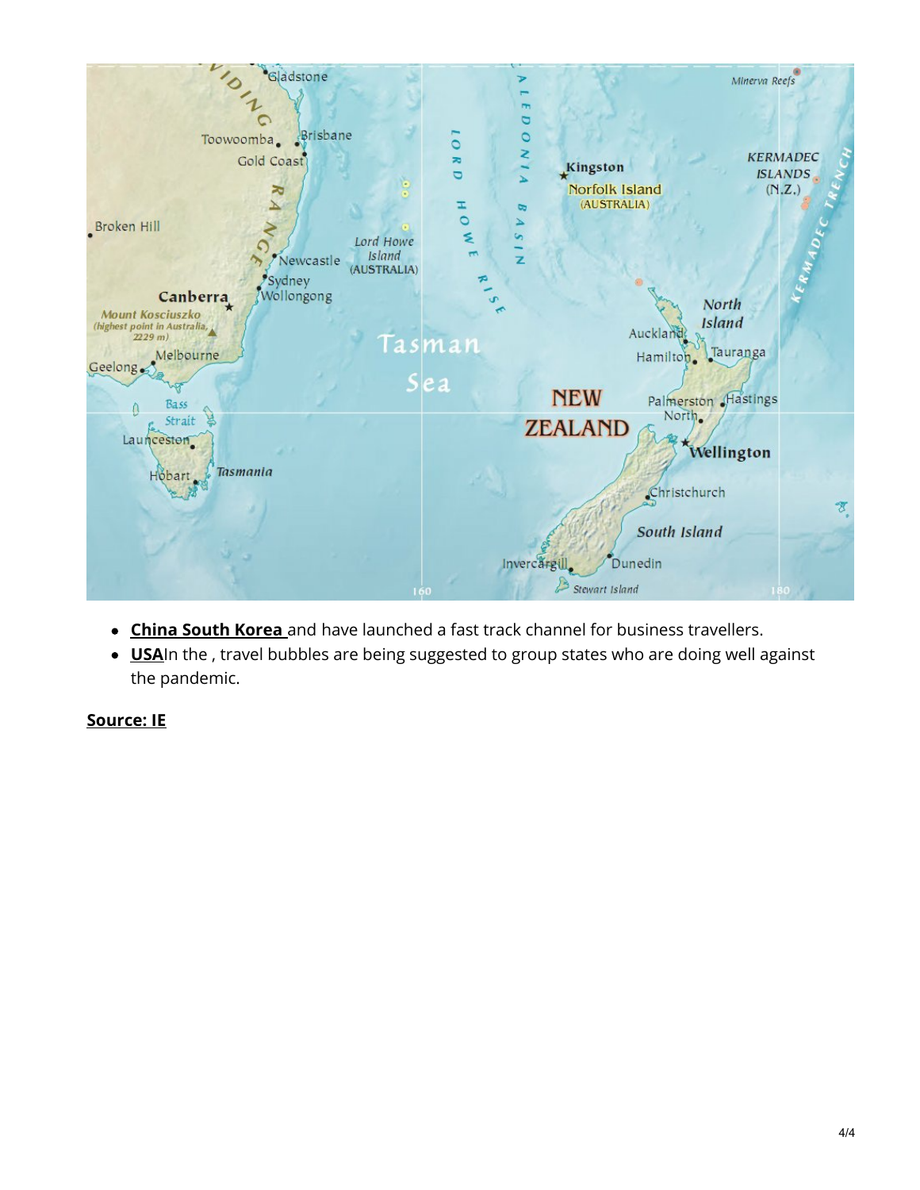- **China South Korea** and have launched a fast track channel for business travellers.
- **USA**In the , travel bubbles are being suggested to group states who are doing well against the pandemic.

**Source: IE**